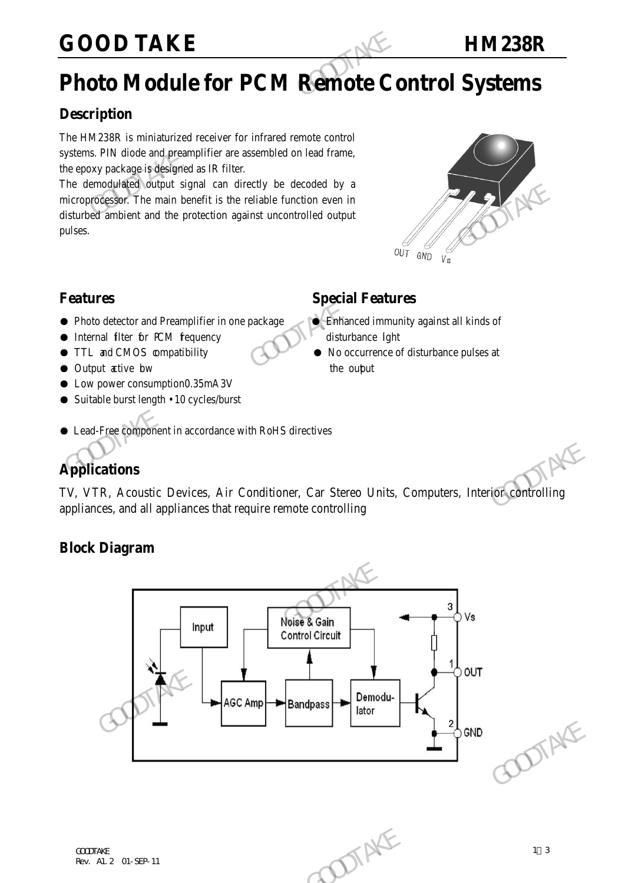# GOOD TAKE HM238R

# Photo Module for PCM Remote Control Systems

## Description

The HM238R is miniaturized receiver for infrared remote control systems. PIN diode and preamplifier are assembled on lead frame, the epoxy package is designed as IR filter.

The demodulated output signal can directly be decoded by a microprocessor. The main benefit is the reliable function even in disturbed ambient and the protection against uncontrolled output pulses.

OUT GND Vs

## Features

- Photo detector and Preamplifier in one package
- Internal filter for PCM frequency
- TTL and CMOS compatibility
- Output active low
- Low power consumption0.35mA 3V
- Suitable burst length • 10 cycles/burst
- Lead-Free component in accordance with RoHS directives

## Special Features

- Enhanced immunity against all kinds of disturbance light
- No occurrence of disturbance pulses at the output

## Applications

TV, VTR, Acoustic Devices, Air Conditioner, Car Stereo Units, Computers, Interior controlling appliances, and all appliances that require remote controlling

## Block Diagram

Input → AGC Amp → Bandpass → Demodulator; Noise & Gain Control Circuit

3 Vs
1 OUT
2 GND

GOODTAKE
Rev. A1.2 01-SEP-11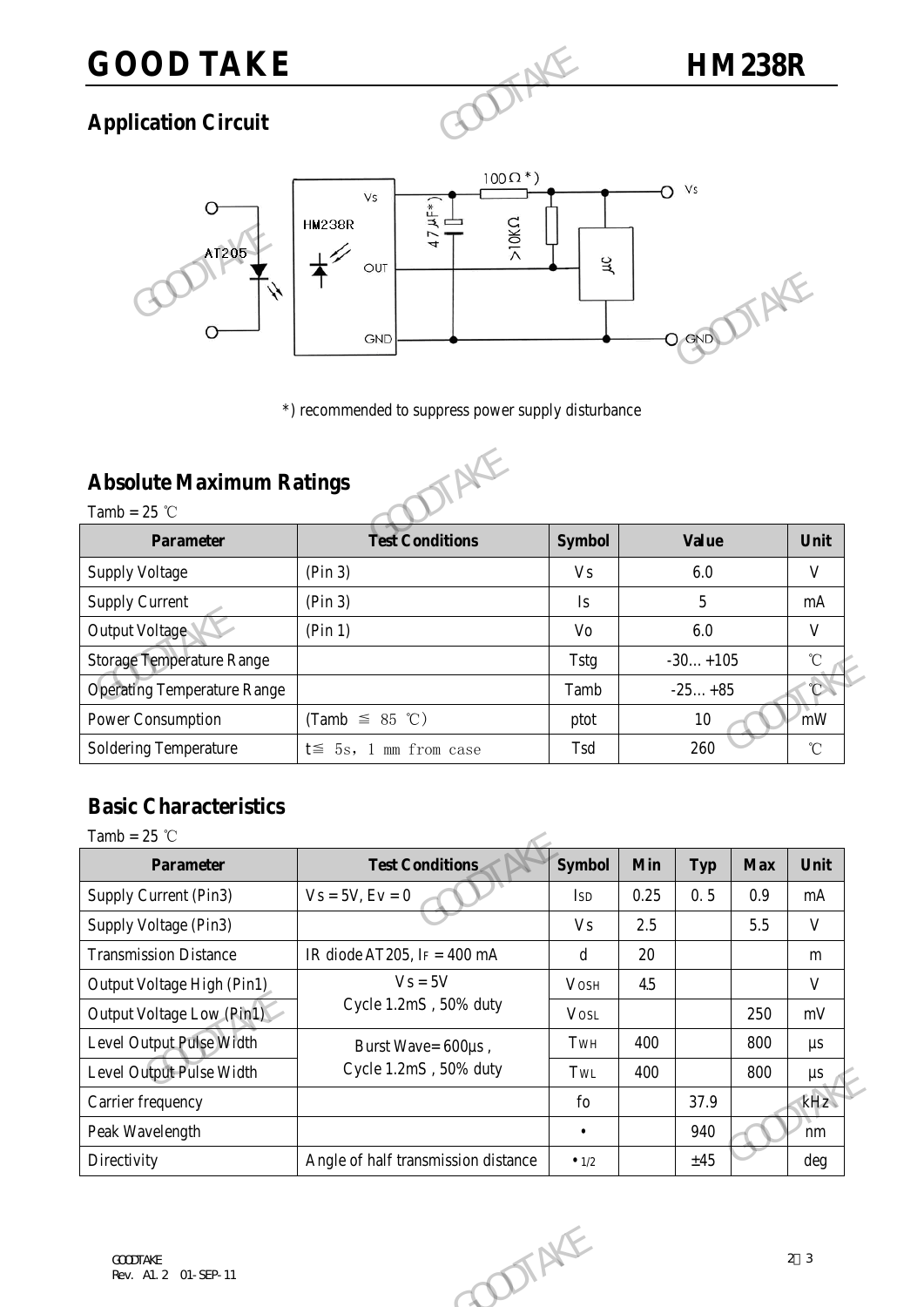## Application Circuit

*) recommended to suppress power supply disturbance

## Absolute Maximum Ratings

Tamb = 25 ℃

| Parameter | Test Conditions | Symbol | Value | Unit |
|---|---|---|---|---|
| Supply Voltage | (Pin 3) | Vs | 6.0 | V |
| Supply Current | (Pin 3) | Is | 5 | mA |
| Output Voltage | (Pin 1) | Vo | 6.0 | V |
| Storage Temperature Range | | Tstg | -30… +105 | ℃ |
| Operating Temperature Range | | Tamb | -25… +85 | ℃ |
| Power Consumption | (Tamb ≦ 85 ℃) | ptot | 10 | mW |
| Soldering Temperature | t≦ 5s, 1 mm from case | Tsd | 260 | ℃ |

## Basic Characteristics

Tamb = 25 ℃

| Parameter | Test Conditions | Symbol | Min | Typ | Max | Unit |
|---|---|---|---|---|---|---|
| Supply Current (Pin3) | Vs = 5V, Ev = 0 | $I_{SD}$ | 0.25 | 0.5 | 0.9 | mA |
| Supply Voltage (Pin3) | | Vs | 2.5 | | 5.5 | V |
| Transmission Distance | IR diode AT205, $I_F$ = 400 mA | d | 20 | | | m |
| Output Voltage High (Pin1) | Vs = 5V<br>Cycle 1.2mS , 50% duty | $V_{OSH}$ | 4.5 | | | V |
| Output Voltage Low (Pin1) | | $V_{OSL}$ | | | 250 | mV |
| Level Output Pulse Width | Burst Wave= 600μs ,<br>Cycle 1.2mS , 50% duty | $T_{WH}$ | 400 | | 800 | μs |
| Level Output Pulse Width | | $T_{WL}$ | 400 | | 800 | μs |
| Carrier frequency | | fo | | 37.9 | | kHz |
| Peak Wavelength | | • | | 940 | | nm |
| Directivity | Angle of half transmission distance | $•_{1/2}$ | | ±45 | | deg |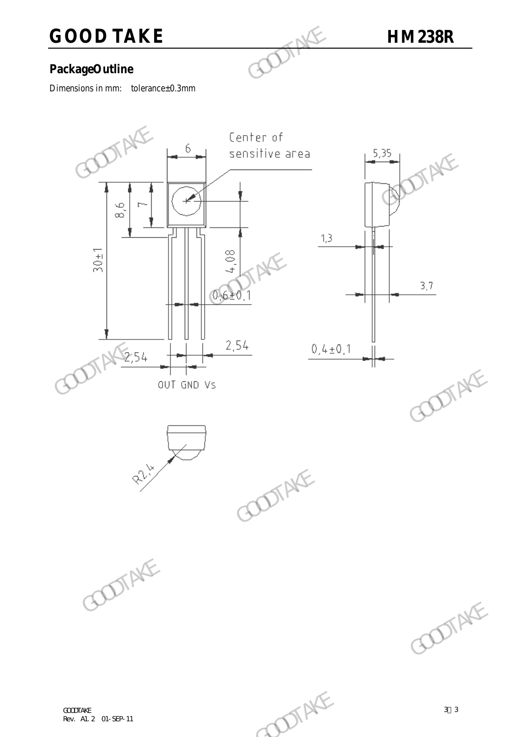## PackageOutline

Dimensions in mm: tolerance±0.3mm

Center of
sensitive area

6

5,35

8,6

7

30±1

4,08

1,3

0,6±0,1

3,7

2,54

2,54

0,4±0,1

OUT GND Vs

R2,4